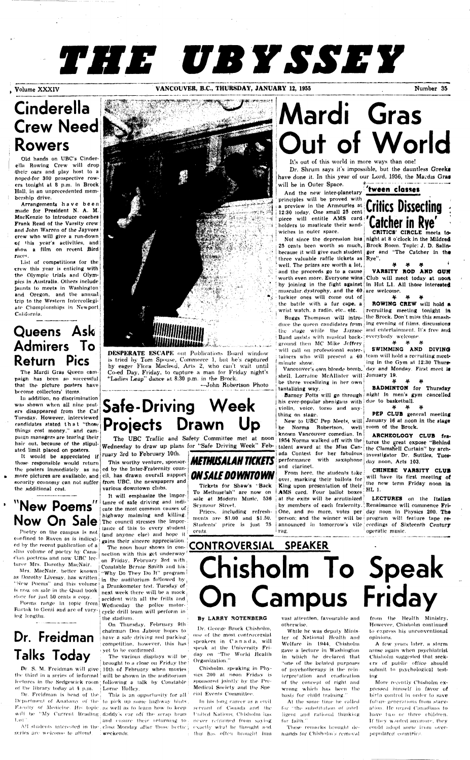# THE UBYSSEY

Volume XXXIV — VANCOUVER, B.C., THURSDAY, JANUARY 12, 1955 — Number 35

## Cinderella Crew Need Rowers

Old hands on UBC's Cinderella Rowing Crew will drop their oars and play host to a hoped-for 300 prospective rowers tonight at 8 p.m. in Brock Hall, in an unprecedented membership drive.

Arrangements have been made for President N. A. M. MacKenzie to introduce coaches Frank Read of the Varsity crew and John Warren of the Jayvees crew who will give a run-down of this year's activities, and show a film on recent Bird races.

List of competitions for the crew this year is enticing with the Olympic trials and Olympics in Australia. Others include jaunts to meets in Washington and Oregon, and the annual trip to the Western Intercollegiate Championships in Newport California.

## Queens Ask Admirers To Return Pics

The Mardi Gras Queen campaign has been so successful that the picture posters have become collectors' items.

In addition, no discrimination was shown when all nine posters disappeared from the Caf Tuesday. However, interviewed candidates stated that "those things cost money," and campaign managers are tearing their hair out, because of the stipulated limit placed on posters.

It would be appreciated if those responsible would return the posters immediately as no more pictures are available, and sorority economy can not suffer the additional cost.

## "New Poems" Now On Sale

Poetry on the campus is not confined to Raven as is indicated by the recent publication of a slim volume of poetry by Canadian poetress and now UBC lecturer Mrs. Dorothy MacNair.

Mrs. MacNair, better known as Dorothy Livesay, has written "New Poems" and this volume is now on sale in the Quad book store for just 50 cents a copy.

Poems range in topic from Bartok to Genii and are of varying lengths.

## Dr. Freidman Talks Today

Dr. S. M. Freidman will give the third in a series of informal lectures in the Sedgewick room of the library today at 4 p.m.

Dr. Freidman is head of the Department of Anatomy of the Faculty of Medicine. His topic will be "My Current Reading List."

All students interested in the series are welcome to attend.

DESPERATE ESCAPE out Publications Board window is tried by Tom Spouse, Commerce 1, but he's captured by eager Flora Macleod, Arts 2, who can't wait until Co-ed Day, Friday, to capture a man for Friday night's "Ladies Leap" dance at 8:30 p.m. in the Brock.

—John Robertson Photo

## Safe-Driving Week Projects Drawn Up

The UBC Traffic and Safety Committee met at noon Wednesday to draw up plans for "Safe Driving Week" February 3rd to February 10th.

This worthy venture, sponsored by the Inter-Fraternity council, has drawn overall support from UBC, the newspapers and various downtown clubs.

It will emphasize the importance of safe driving and indicate the most common causes of highway maiming and killing. The council stresses the importance of this to every student (and anyone else) and hope it gains their sincere appreciation.

The noon hour shows in connection with this get underway on Friday, February 3rd with Constable Bernie Smith and his "Why Do They Do It" program in the auditorium followed by a Drunkometer test. Tuesday of next week there will be a mock accident with all the frills and Wednesday the police motorcycle drill team will perform in the stadium.

On Thursday, February 9th chairman Don Jabour hopes to have a safe driving and parking competition, however, this has yet to be confirmed.

The various displays will be brought to a close on Friday the 10th of February when movies will be shown in the auditorium following a talk by Constable Lorne Halley.

This is an opportunity for all to pick up some highway hints as well as to learn how to keep daddy's car off the scrap heap and ensure their returning to class Monday after those hectic weekends.

## METHUSALAH TICKETS ON SALE DOWNTOWN

Tickets for Shaw's "Back To Methuselah" are now on sale at Modern Music, 536 Seymour Street.

Prices, including refreshments are $1.00 and $1.50. Students' price is just 75 cents.

## Mardi Gras Out of World

It's out of this world in more ways than one!

Dr. Shrum says it's impossible, but the dauntless Greeks have done it. In this year of our Lord, 1956, the Mardis Gras will be in Outer Space.

And the new inter-planetary principles will be proved with a preview in the Armouries at 12:30 today. One small 25 cent piece will entitle AMS card holders to masticate their sandwiches in outer space.

Not since the depression has 25 cents been worth so much, because it will give each student three valuable raffle tickets as well. The prizes are worth a lot, and the proceeds go to a cause worth even more. Everyone wins by joining in the fight against muscular dystrophy, and the 40 luckier ones will come out of the battle with a fur cape, a wrist watch, a radio, etc., etc.

Buggs Thompson will introduce the queen candidates from the stage while the Jazzsoc Band assists with musical background. Then MC Mike Jeffery will call on professional entertainers who will present a 40 minute show.

Vancouver's own blonde bombshell, Lorraine McAllister will be there vocalizing in her own tantalizing way.

Barney Potts will go through his ever-popular shenigans with violin, voice, torso and anything on stage.

New to UBC Pep Meets, will be Norma Robertson, well known Vancouver comedian. In 1954 Norma walked off with the talent award at the Miss Canada Contest for her fabulous performance with saxaphone and clarinet.

From here, the students take over, marking their ballots for King upon presentation of their AMS card. Four ballot boxes at the exits will be scrutinized by members of each fraternity. One, and no more, votes per person; and the winner will be announced in tomorrow's vile rag.

## 'tween classes

### Critics Dissecting 'Catcher in Rye'

**CRITICS' CIRCLE** meets tonight at 8 o'clock in the Mildred Brock Room. Topic: J. D. Salinger and "The Catcher in the Rye".

\* \* \*

**VARSITY ROD AND GUN** Club will meet today at noon in Hut L1. All those interested are welcome.

\* \* \*

**ROWING CREW** will hold a recruiting meeting tonight in the Brock. Don't miss this smashing evening of films, discussions and entertainment. It's free and everybody welcome.

\* \* \*

**SWIMMING AND DIVING** team will hold a recruiting meeting in the Gym at 12:30 Thursday and Monday. First meet is January 19.

\* \* \*

**BADMINTON** for Thursday night in men's gym cancelled due to basketball.

\* \* \*

**PEP CLUB** general meeting January 16 at noon in the stage room of the Brock.

\* \* \*

**ARCHEOLOGY CLUB** features the great expose "Behind the Clamshell Curtain" by archinvestigator Dr. Suttles, Tuesday noon, Arts 103.

\* \* \*

**CHINESE VARSITY CLUB** will have its first meeting of the new term Friday noon in HL 1.

\* \* \*

**LECTURES** on the Italian Renaissance will commence Friday noon in Physics 200. The program will feature tape recordings of Sixteenth Century operatic music.

## CONTROVERSIAL SPEAKER

## Chisholm To Speak On Campus Friday

By LARRY ROTENBERG

Dr. George Brock Chisholm, one of the most controversial speakers in Canada, will speak at the University Friday on "The World Health Organization."

Chisholm, speaking in Physics 200 at noon Friday is sponsored jointly by the Pre-Medical Society and the Special Events Committee.

In his long career as a civil servant of Canada and the United Nations, Chisholm has never refrained from saying exactly what he thought and this has often brought him vast attention, favourable and otherwise.

While he was deputy Minister of National Health and Welfare in 1944, Chisholm gave a lecture in Washington in which he declared that "one of the belated purposes of psychotherapy is the reinterpretation and eradication of the concept of right and wrong which has been the basis for child training."

At the same time he called for "the substitution of intelligent and rational thinking for faith."

These remarks brought demands for Chisholm's removal from the Health Ministry. However, Chisholm continued to express his unconventional opinions.

A few years later, a storm arose again when psychiatrist Chisholm suggested that seekers of public office should submit to psychological testing.

More recently Chisholm expressed himself in favor of birth control in order to save future generations from starvation. He urged Canadians to have two or three children. If they wanted anymore, they could adopt some from overpopulated countries.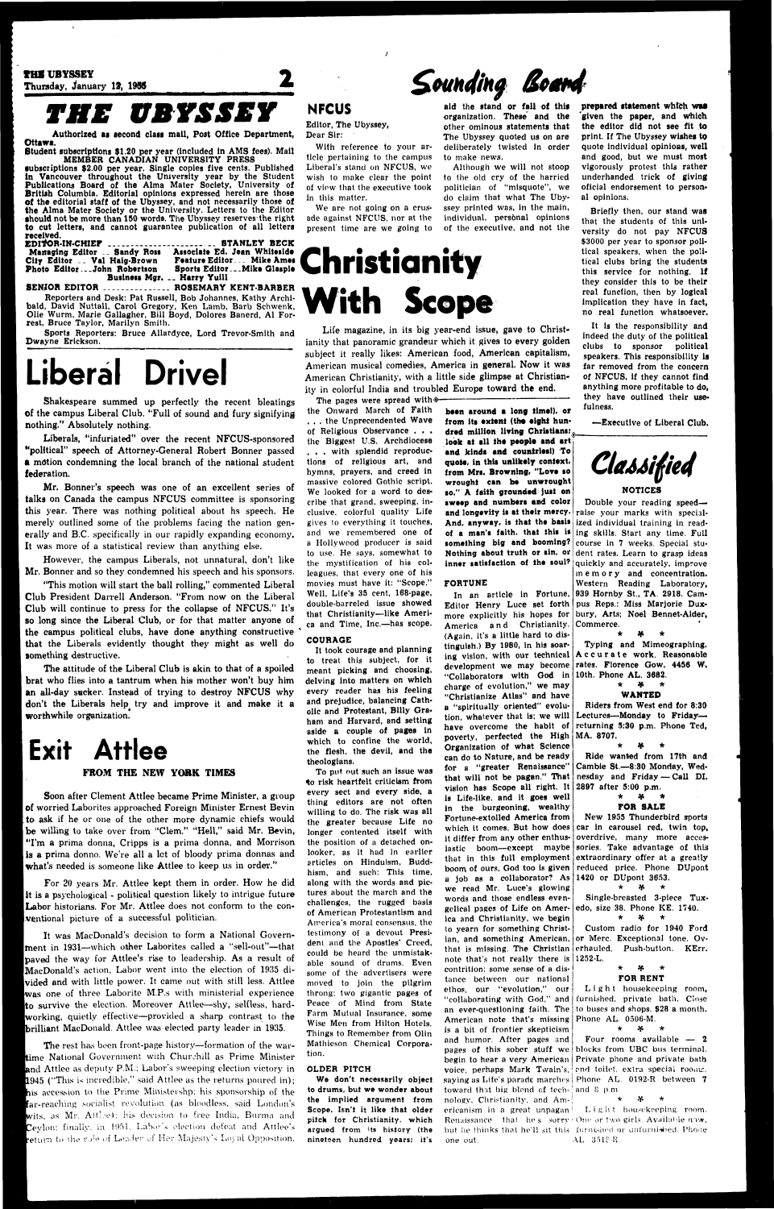# THE UBYSSEY

Authorized as second class mail, Post Office Department, Ottawa.

Student subscriptions $1.20 per year (included in AMS fees). Mail subscriptions $2.00 per year. Single copies five cents. Published in Vancouver throughout the University year by the Student Publications Board of the Alma Mater Society, University of British Columbia. Editorial opinions expressed herein are those of the editorial staff of the Ubyssey, and not necessarily those of the Alma Mater Society or the University. Letters to the Editor should not be more than 150 words. The Ubyssey reserves the right to cut letters, and cannot guarantee publication of all letters received.

MEMBER CANADIAN UNIVERSITY PRESS

EDITOR-IN-CHIEF ... STANLEY BECK
Managing Editor ... Sandy Ross — Associate Ed. Jean Whiteside
City Editor ... Val Haig-Brown — Feature Editor ... Mike Ames
Photo Editor ... John Robertson — Sports Editor ... Mike Glaspie
Business Mgr. ... Harry Yuill

SENIOR EDITOR ... ROSEMARY KENT-BARBER

Reporters and Desk: Pat Russell, Bob Johannes, Kathy Archibald, David Nuttall, Carol Gregory, Ken Lamb, Barb Schwenk, Olie Wurm, Marie Gallagher, Bill Boyd, Dolores Banerd, Al Forrest, Bruce Taylor, Marilyn Smith.

Sports Reporters: Bruce Allardyce, Lord Trevor-Smith and Dwayne Erickson.

# Liberal Drivel

Shakespeare summed up perfectly the recent bleatings of the campus Liberal Club. "Full of sound and fury signifying nothing." Absolutely nothing.

Liberals, "infuriated" over the recent NFCUS-sponsored "political" speech of Attorney-General Robert Bonner passed a motion condemning the local branch of the national student federation.

Mr. Bonner's speech was one of an excellent series of talks on Canada the campus NFCUS committee is sponsoring this year. There was nothing political about hs speech. He merely outlined some of the problems facing the nation generally and B.C. specifically in our rapidly expanding economy. It was more of a statistical review than anything else.

However, the campus Liberals, not unnatural, don't like Mr. Bonner and so they condemned his speech and his sponsors.

"This motion will start the ball rolling," commented Liberal Club President Darrell Anderson. "From now on the Liberal Club will continue to press for the collapse of NFCUS." It's so long since the Liberal Club, or for that matter anyone of the campus political clubs, have done anything constructive that the Liberals evidently thought they might as well do something destructive.

The attitude of the Liberal Club is akin to that of a spoiled brat who flies into a tantrum when his mother won't buy him an all-day sucker. Instead of trying to destroy NFCUS why don't the Liberals help try and improve it and make it a worthwhile organization.

# Exit Attlee

### FROM THE NEW YORK TIMES

Soon after Clement Attlee became Prime Minister, a group of worried Laborites approached Foreign Minister Ernest Bevin to ask if he or one of the other more dynamic chiefs would be willing to take over from "Clem." "Hell," said Mr. Bevin, "I'm a prima donna, Cripps is a prima donna, and Morrison is a prima donna. We're all a lot of bloody prima donnas and what's needed is someone like Attlee to keep us in order."

For 20 years Mr. Attlee kept them in order. How he did it is a psychological - political question likely to intrigue future Labor historians. For Mr. Attlee does not conform to the conventional picture of a successful politician.

It was MacDonald's decision to form a National Government in 1931—which other Laborites called a "sell-out"—that paved the way for Attlee's rise to leadership. As a result of MacDonald's action, Labor went into the election of 1935 divided and with little power. It came out with still less. Attlee was one of three Laborite M.P.s with ministerial experience to survive the election. Moreover Attlee—shy, selfless, hardworking, quietly effective—provided a sharp contrast to the brilliant MacDonald. Attlee was elected party leader in 1935.

The rest has been front-page history—formation of the wartime National Government with Churchill as Prime Minister and Attlee as deputy P.M.; Labor's sweeping election victory in 1945 ("This is incredible," said Attlee as the returns poured in); his accession to the Prime Ministership; his sponsorship of the far-reaching socialist revolution (as bloodless, said London's wits, as Mr. Attlee); his decision to free India, Burma and Ceylon; finally, in 1951, Labor's election defeat and Attlee's return to the role of Leader of Her Majesty's Loyal Opposition.

# Sounding Board

## NFCUS

Editor, The Ubyssey,
Dear Sir:

With reference to your article pertaining to the campus Liberal's stand on NFCUS, we wish to make clear the point of view that the executive took in this matter.

We are not going on a crusade against NFCUS, nor at the present time are we going to aid the stand or fall of this organization. These and the other ominous statements that The Ubyssey quoted us on are deliberately twisted in order to make news.

Although we will not stoop to the old cry of the harried politician of "misquote", we do claim that what The Ubyssey printed was, in the main, individual, personal opinions of the executive, and not the prepared statement which was given the paper, and which the editor did not see fit to print. If The Ubyssey wishes to quote individual opinions, well and good, but we must most vigorously protest this rather underhanded trick of giving official endorsement to personal opinions.

Briefly then, our stand was that the students of this university do not pay NFCUS $3000 per year to sponsor political speakers, when the political clubs bring the students this service for nothing. If they consider this to be their real function, then by logical implication they have in fact, no real function whatsoever.

It is the responsibility and indeed the duty of the political clubs to sponsor political speakers. This responsibility is far removed from the concern of NFCUS, if they cannot find anything more profitable to do, they have outlined their usefulness.

—Executive of Liberal Club.

# Christianity With Scope

Life magazine, in its big year-end issue, gave to Christianity that panoramic grandeur which it gives to every golden subject it really likes: American food, American capitalism, American musical comedies, America in general. Now it was American Christianity, with a little side glimpse at Christianity in colorful India and troubled Europe toward the end.

The pages were spread with the Onward March of Faith . . . the Unprecedented Wave of Religious Observance . . . the Biggest U.S. Archdiocese . . . with splendid reproductions of religious art, and hymns, prayers, and creed in massive colored Gothic script. We looked for a word to describe that grand, sweeping, inclusive, colorful quality Life gives to everything it touches, and we remembered one of a Hollywood producer is said to use. He says, somewhat to the mystification of his colleagues, that every one of his movies must have it: "Scope." Well, Life's 35 cent, 168-page, double-barreled issue showed that Christianity—like America and Time, Inc.—has scope.

## COURAGE

It took courage and planning to treat this subject, for it meant picking and choosing, delving into matters on which every reader has his feeling and prejudice, balancing Catholic and Protestant, Billy Graham and Harvard, and setting aside a couple of pages in which to confine the world, the flesh, the devil, and the theologians.

To put out such an issue was to risk heartfelt criticism from every sect and every side, a thing editors are not often willing to do. The risk was all the greater because Life no longer contented itself with the position of a detached onlooker, as it had in earlier articles on Hinduism, Buddhism, and such: This time, along with the words and pictures about the march and the challenges, the rugged basis of American Protestantism and America's moral consensus, the testimony of a devout President and the Apostles' Creed, could be heard the unmistakable sound of drums. Even some of the advertisers were moved to join the pilgrim throng: two gigantic pages of Peace of Mind from State Farm Mutual Insurance, some Wise Men from Hilton Hotels. Things to Remember from Olin Mathieson Chemical Corporation.

## OLDER PITCH

**We don't necessarily object to drums, but we wonder about the implied argument from Scope. Isn't it like that older pitch for Christianity, which argued from its history (the nineteen hundred years; it's been around a long time!), or from its extent (the eight hundred million living Christians; look at all the people and art and kinds and countries!) To quote, in this unlikely context, from Mrs. Browning, "Love so wrought can be unwrought so." A faith grounded just on sweep and numbers and color and longevity is at their mercy. And, anyway, is that the basis of a man's faith, that this is something big and booming? Nothing about truth or sin, or inner satisfaction of the soul?**

## FORTUNE

In an article in Fortune, Editor Henry Luce set forth more explicitly his hopes for America and Christianity. (Again, it's a little hard to distinguish.) By 1980, in his soaring vision, with our technical development we may become "Collaborators with God in charge of evolution," we may "Christianize Atlas" and have a "spiritually oriented" evolution, whatever that is; we will have overcome the habit of poverty, perfected the High Organization of what Science can do to Nature, and be ready for a "greater Renaissance" that will not be pagan." That vision has Scope all right. It is Life-like, and it goes well in the burgeoning, wealthy Fortune-extolled America from which it comes. But how does it differ from any other enthusiastic boom—except maybe that in this full employment boom of ours, God too is given a job as a collaborator? As we read Mr. Luce's glowing words and those endless evangelical pages of Life on America and Christianity, we begin to yearn for something Christian, and something American, that is missing. The Christian note that's not really there is contrition; some sense of a distance between our national ethos, our "evolution," our "collaborating with God," and an ever-questioning faith. The American note that's missing is a bit of frontier skepticism and humor. After pages and pages of this sober stuff we begin to hear a very American voice, perhaps Mark Twain's, saying as Life's parade marches toward that hip blend of technology, Christianity, and Americanism in a great unpagan Renaissance that he's sorry but he thinks that he'll sit this one out.

# Classified

## NOTICES

Double your reading speed—raise your marks with specialized individual training in reading skills. Start any time. Full course in 7 weeks. Special student rates. Learn to grasp ideas quickly and accurately, improve memory and concentration. Western Reading Laboratory, 939 Hornby St., TA. 2918. Campus Reps.: Miss Marjorie Duxbury, Arts; Noel Bennet-Alder, Commerce.

\* \* \*

Typing and Mimeographing. Accurate work. Reasonable rates. Florence Gow, 4456 W. 10th. Phone AL. 3682.

\* \* \*

## WANTED

Riders from West end for 8:30 Lectures—Monday to Friday—returning 5:30 p.m. Phone Ted, MA. 8707.

\* \* \*

Ride wanted from 17th and Cambie St.—8:30 Monday, Wednesday and Friday — Call DI. 2897 after 5:00 p.m.

\* \* \*

## FOR SALE

New 1955 Thunderbird sports car in carousel red, twin top, overdrive, many more accessories. Take advantage of this extraordinary offer at a greatly reduced price. Phone DUpont 1420 or DUpont 3653.

\* \* \*

Single-breasted 3-piece Tuxedo, size 38. Phone KE. 1740.

\* \* \*

Custom radio for 1940 Ford or Merc. Exceptional tone. Overhauled. Push-button. KErr. 1252-L.

\* \* \*

## FOR RENT

Light housekeeping room, furnished, private bath. Close to buses and shops. $28 a month. Phone AL. 0506-M.

\* \* \*

Four rooms available — 2 blocks from UBC bus terminal. Private phone and private bath and toilet, extra special rooms. Phone AL. 0192-R between 7 and 8 p.m.

\* \* \*

Light housekeeping room. One or two girls. Available now, furnished or unfurnished. Phone AL. 3518-R.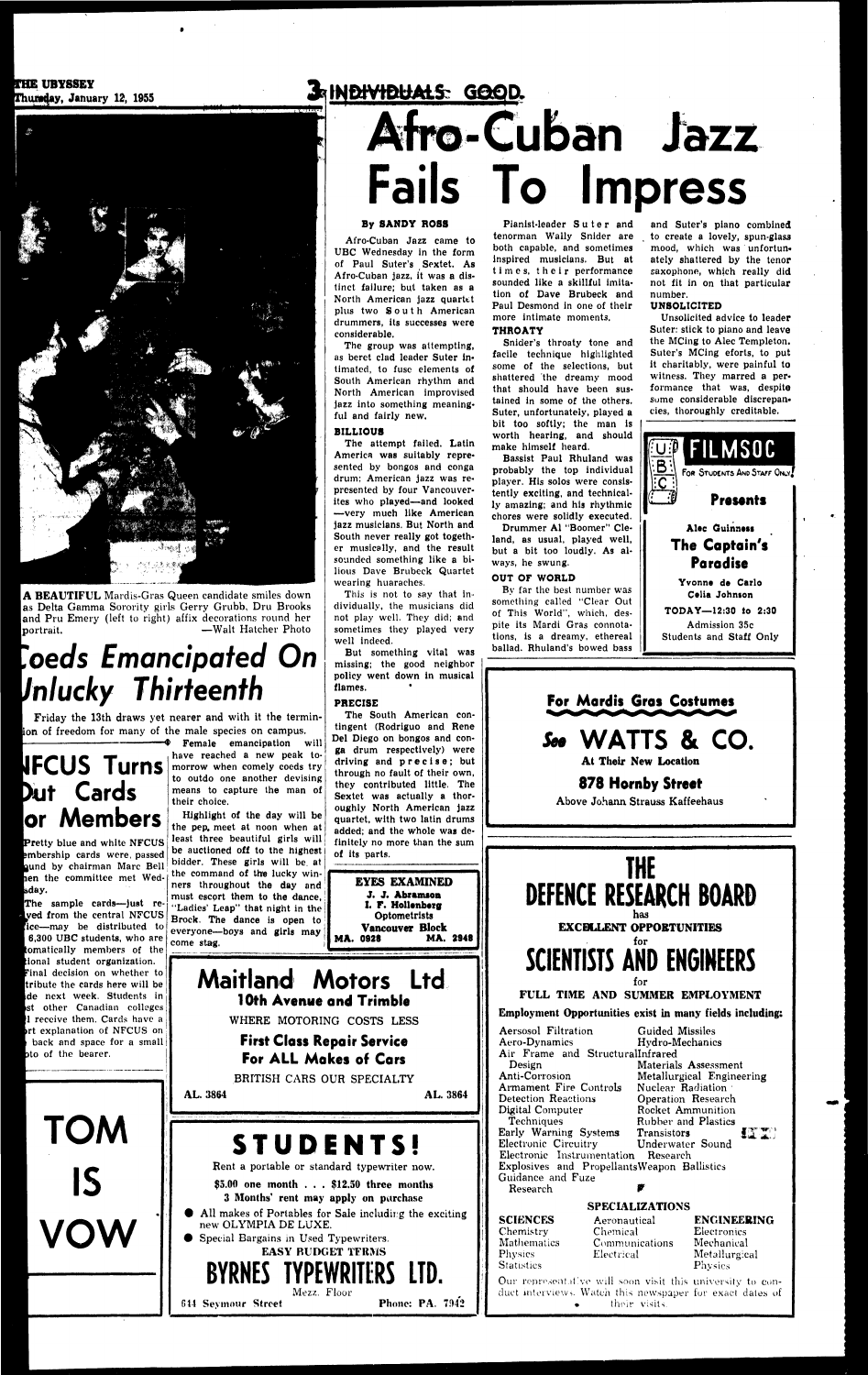# 3 INDIVIDUALS GOOD.

# Afro-Cuban Jazz Fails To Impress

**By SANDY ROSS**

Afro-Cuban Jazz came to UBC Wednesday in the form of Paul Suter's Sextet. As Afro-Cuban jazz, it was a distinct failure; but taken as a North American jazz quartet plus two South American drummers, its successes were considerable.

The group was attempting, as beret clad leader Suter intimated, to fuse elements of South American rhythm and North American improvised jazz into something meaningful and fairly new.

### BILLIOUS

The attempt failed. Latin America was suitably represented by bongos and conga drum: American jazz was represented by four Vancouverites who played—and looked—very much like American jazz musicians. But North and South never really got together musically, and the result sounded something like a bilious Dave Brubeck Quartet wearing huaraches.

This is not to say that individually, the musicians did not play well. They did; and sometimes they played very well indeed.

But something vital was missing; the good neighbor policy went down in musical flames.

### PRECISE

The South American contingent (Rodriguo and Rene Del Diego on bongos and conga drum respectively) were driving and precise; but through no fault of their own, they contributed little. The Sextet was actually a thoroughly North American jazz quartet, with two latin drums added; and the whole was definitely no more than the sum of its parts.

Pianist-leader Suter and tenorman Wally Snider are both capable, and sometimes inspired musicians. But at times, their performance sounded like a skillful imitation of Dave Brubeck and Paul Desmond in one of their more intimate moments.

### THROATY

Snider's throaty tone and facile technique highlighted some of the selections, but shattered the dreamy mood that should have been sustained in some of the others. Suter, unfortunately, played a bit too softly; the man is worth hearing, and should make himself heard.

Bassist Paul Rhuland was probably the top individual player. His solos were consistently exciting, and technically amazing; and his rhythmic chores were solidly executed.

Drummer Al "Boomer" Cleland, as usual, played well, but a bit too loudly. As always, he swung.

### OUT OF WORLD

By far the best number was something called "Clear Out of This World", which, despite its Mardi Gras connotations, is a dreamy, ethereal ballad. Rhuland's bowed bass and Suter's piano combined to create a lovely, spun-glass mood, which was unfortunately shattered by the tenor saxophone, which really did not fit in on that particular number.

### UNSOLICITED

Unsolicited advice to leader Suter: stick to piano and leave the MCing to Alec Templeton. Suter's MCing eforts, to put it charitably, were painful to witness. They marred a performance that was, despite some considerable discrepancies, thoroughly creditable.

---

A BEAUTIFUL Mardis-Gras Queen candidate smiles down as Delta Gamma Sorority girls Gerry Grubb, Dru Brooks and Pru Emery (left to right) affix decorations round her portrait. —Walt Hatcher Photo

# Coeds Emancipated On Unlucky Thirteenth

Friday the 13th draws yet nearer and with it the termination of freedom for many of the male species on campus.

Female emancipation will have reached a new peak tomorrow when comely coeds try to outdo one another devising means to capture the man of their choice.

Highlight of the day will be the pep meet at noon when at least three beautiful girls will be auctioned off to the highest bidder. These girls will be at the command of the lucky winners throughout the day and must escort them to the dance, "Ladies' Leap" that night in the Brock. The dance is open to everyone—boys and girls may come stag.

# NFCUS Turns Out Cards For Members

Pretty blue and white NFCUS membership cards were passed round by chairman Marc Bell when the committee met Wednesday.

The sample cards—just received from the central NFCUS office—may be distributed to 6,300 UBC students, who are automatically members of the national student organization.

Final decision on whether to distribute the cards here will be made next week. Students in most other Canadian colleges will receive them. Cards have a short explanation of NFCUS on the back and space for a small photo of the bearer.

---

# TOM IS VOW

---

**EYES EXAMINED**

J. J. Abramson
I. F. Hollenberg
Optometrists
Vancouver Block
MA. 0928 MA. 2948

---

# Maitland Motors Ltd

**10th Avenue and Trimble**

WHERE MOTORING COSTS LESS

**First Class Repair Service**
**For ALL Makes of Cars**

BRITISH CARS OUR SPECIALTY

AL. 3864 AL. 3864

---

# STUDENTS!

Rent a portable or standard typewriter now.

$5.00 one month . . . $12.50 three months

3 Months' rent may apply on purchase

- All makes of Portables for Sale including the exciting new OLYMPIA DE LUXE.
- Special Bargains in Used Typewriters.

EASY BUDGET TERMS

# BYRNES TYPEWRITERS LTD.

Mezz. Floor
644 Seymour Street Phone: PA. 7942

---

**UBC FILMSOC**
For Students And Staff Only

**Presents**

Alec Guinness
**The Captain's Paradise**
Yvonne de Carlo
Celia Johnson

TODAY—12:30 to 2:30
Admission 35c
Students and Staff Only

---

**For Mardis Gras Costumes**

# See WATTS & CO.

At Their New Location

**878 Hornby Street**

Above Johann Strauss Kaffeehaus

---

# THE DEFENCE RESEARCH BOARD

has

**EXCELLENT OPPORTUNITIES**

for

# SCIENTISTS AND ENGINEERS

for

**FULL TIME AND SUMMER EMPLOYMENT**

**Employment Opportunities exist in many fields including:**

| | |
|---|---|
| Aerosol Filtration | Guided Missiles |
| Aero-Dynamics | Hydro-Mechanics |
| Air Frame and Structural Design | Infrared |
| | Materials Assessment |
| Anti-Corrosion | Metallurgical Engineering |
| Armament Fire Controls | Nuclear Radiation |
| Detection Reactions | Operation Research |
| Digital Computer Techniques | Rocket Ammunition |
| | Rubber and Plastics |
| Early Warning Systems | Transistors |
| Electronic Circuitry | Underwater Sound |
| Electronic Instrumentation | Research |
| Explosives and Propellants | Weapon Ballistics |
| Guidance and Fuze Research | |

**SPECIALIZATIONS**

| SCIENCES | | ENGINEERING |
|---|---|---|
| Chemistry | Aeronautical | Electronics |
| Mathematics | Chemical | Mechanical |
| Physics | Communications | Metallurgical |
| Statistics | Electrical | Physics |

Our representative will soon visit this university to conduct interviews. Watch this newspaper for exact dates of their visits.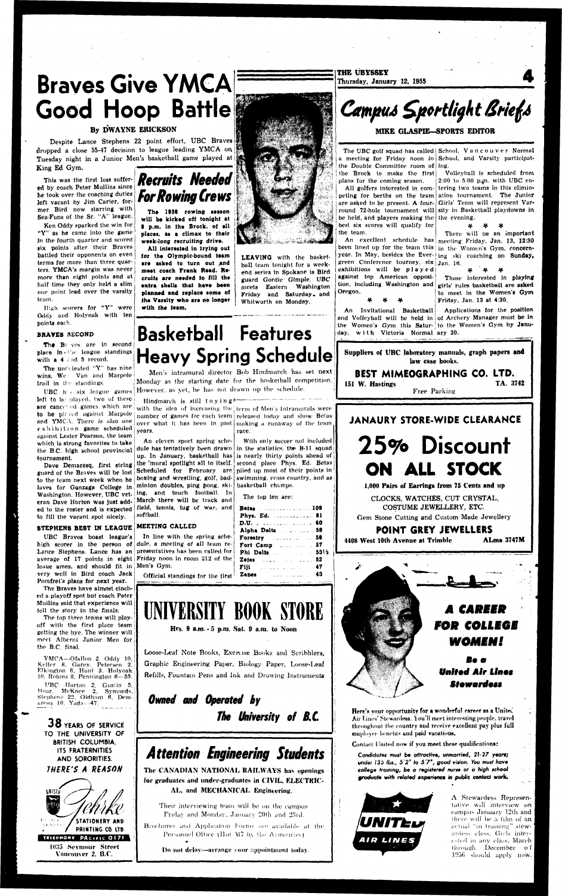# Braves Give YMCA Good Hoop Battle

By DWAYNE ERICKSON

Despite Lance Stephens 22 point effort, UBC Braves dropped a close 55-47 decision to league leading YMCA on Tuesday night in a Junior Men's basketball game played at King Ed Gym.

This was the first loss suffered by coach Peter Mullins since he took over the coaching duties left vacant by Jim Carter, former Bird now starring with Sea-Fun's of the Sr. "A" league.

Ken Oddy sparked the win for "Y" as he came into the game in the fourth quarter and scored six points after their Braves battled their opponents on even terms for more than three quarters. YMCA's margin was never more than eight points and at half time they only held a slim one point lead over the varsity team.

High scorers for "Y" were Oddy and Holyoak with ten points each.

### BRAVES SECOND

The Braves are in second place in the league standings with a 4 and 5 record.

The undefeated "Y" has nine wins. West Van and Marpole trail in the standings.

UBC has six league games left to be played, two of these are cancelled games which are to be played against Marpole and YMCA. There is also one exhibition game scheduled against Lester Pearson, the team which is strong favorites to take the B.C. high school provincial tournament.

Dave Demaresq, first string guard of the Braves will be lost to the team next week when he laves for Gonzaga College in Washington. However, UBC veteran Dave Horton was just added to the roster and is expected to fill the vacant spot nicely.

### STEPHENS BEST IN LEAGUE

UBC Braves boast league's high scorer in the person of Lance Stephens. Lance has an average of 17 points in eight leaue ames, and should fit in very well in Bird coach Jack Pomfret's plans for next year.

The Braves have almost cinched a playoff spot but coach Peter Mullins said that experience will tell the story in the finals.

The top three teams will playoff with the first place team getting the bye. The winner will meet Alberni Junior Men for the B.C. final.

YMCA—Ofallon 2, Oddy 10, Keller 8, Garey, Petersen 2, Elkington 6, Hunt 3, Holyoak 10, Robins 8, Pennington 6—55.

UBC—Horton 2, Gustin 5, Hoar, McKnee 2, Symonds, Stephens 22, Oldham 6, Demaresq 10, Yada—47.

## Recruits Needed For Rowing Crews

The 1956 rowing season will be kicked off tonight at 8 p.m. in the Brock, of all places, as a climax to their week-long recruiting drive.

All interested in trying out for the Olympic-bound team are asked to turn out and meet coach Frank Read. Recruits are needed to fill the extra shells that have been planned and replace some of the Varsity who are no longer with the team.

LEAVING with the basketball team tonight for a weekend series in Spokane is Bird guard Gordie Gimple. UBC meets Eastern Washington Friday and Saturday, and Whitworth on Monday.

# Basketball Features Heavy Spring Schedule

Men's intramural director Bob Hindmarch has set next Monday as the starting date for the basketball competition. However, as yet, he has not drawn up the schedule.

Hindmarch is still toying with the idea of increasing the number of games for each team over what it has been in past years.

An eleven sport spring schedule has tentatively been drawn up. In January, basketball has the 'mural spotlight all to itself. Scheduled for February are boxing and wrestling, golf, badminton doubles, ping pong, skiing, and touch football. In March there will be track and field, tennis, tug of war, and softball.

### MEETING CALLED

In line with the spring schedule, a meeting of all team representatives has been called for Friday noon in room 212 of the Men's Gym.

Official standings for the first term of Men's Intramurals were released today and show Betas making a runaway of the team race.

With only soccer not included in the statistics, the B-11 squad is nearly thirty points ahead of second place Phys. Ed. Betas piled up most of their points in swimming, cross country, and as basketball champs.

The top ten are:

| | |
|---|---|
| Betas | 109 |
| Phys. Ed. | 81 |
| D.U. | 60 |
| Alpha Delta | 58 |
| Forestry | 58 |
| Fort Camp | 57 |
| Phi Delts | 53½ |
| Zetes | 52 |
| Fiji | 47 |
| Zebes | 43 |

**UNIVERSITY BOOK STORE**

Hrs. 9 a.m. - 5 p.m. Sat. 9 a.m. to Noon

Loose-Leaf Note Books, Exercise Books and Scribblers, Graphic Engineering Paper, Biology Paper, Loose-Leaf Refills, Fountain Pens and Ink and Drawing Instruments

*Owned and Operated by The University of B.C.*

**38 YEARS OF SERVICE TO THE UNIVERSITY OF BRITISH COLUMBIA, ITS FRATERNITIES AND SORORITIES.**

*THERE'S A REASON*

Gehrke STATIONERY AND PRINTING CO. LTD

TELEPHONE PAcific 0171

1035 Seymour Street
Vancouver 2, B.C.

**Attention Engineering Students**

The CANADIAN NATIONAL RAILWAYS has openings for graduates and under-graduates in CIVIL, ELECTRICAL, and MECHANICAL Engineering.

Their interviewing team will be on the campus Friday and Monday, January 20th and 23rd.

Brochures and Application Forms are available at the Personnel Office (Hut M7 by the Armouries)

Do not delay—arrange your appointment today.

THE UBYSSEY
Thursday, January 12, 1955

# Campus Sportlight Briefs

MIKE GLASPIE—SPORTS EDITOR

The UBC golf squad has called a meeting for Friday noon in the Double Committee room of the Brock to make the first plans for the coming season.

All golfers interested in competing for berths on the team are asked to be present. A four-round 72-hole tournament will be held, and players making the best six scores will qualify for the team.

An excellent schedule has been lined up for the team this year. In May, besides the Evergreen Conference tourney, six exhibitions will be played against top American opposition, including Washington and Oregon.

\* \* \*

An Invitational Basketball and Volleyball will be held in the Women's Gym this Saturday, with Victoria Normal School, Vancouver Normal School, and Varsity participating.

Volleyball is scheduled from 2:00 to 5:00 p.m. with UBC entering two teams in this elimination tournament. The Junior Girls' Team will represent Varsity in Basketball playdowns in the evening.

\* \* \*

There will be an important meeting Friday, Jan. 13, 12:30 in the Women's Gym, concerning ski coaching on Sunday, Jan. 16.

\* \* \*

Those interested in playing girls' rules basketball are asked to meet in the Women's Gym Friday, Jan. 13 at 4:30.

\* \* \*

Applications for the position of Archery Manager must be in to the Women's Gym by January 20.

Suppliers of UBC laboratory manuals, graph papers and law case books.

**BEST MIMEOGRAPHING CO. LTD.**

151 W. Hastings — TA. 3742

Free Parking

**JANAURY STORE-WIDE CLEARANCE**

**25% Discount ON ALL STOCK**

1,000 Pairs of Earrings from 75 Cents and up

CLOCKS, WATCHES, CUT CRYSTAL, COSTUME JEWELLERY, ETC.

Gem Stone Cutting and Custom Made Jewellery

**POINT GREY JEWELLERS**

4408 West 10th Avenue at Trimble — ALma 3747M

**A CAREER FOR COLLEGE WOMEN!**

*Be a United Air Lines Stewardess*

Here's your opportunity for a wonderful career as a United Air Lines' Stewardess. You'll meet interesting people, travel throughout the country and receive excellent pay plus full employee benefits and paid vacations.

Contact United now if you meet these qualifications:

*Candidates must be attractive, unmarried, 21-27 years; under 135 lbs., 5'2" to 5'7", good vision. You must have college training, be a registered nurse or a high school graduate with related experience in public contact work.*

UNITED AIR LINES

A Stewardess Representative will interview on campus January 12th and there will be a film of an actual "in training" stewardess class. Girls interested in any class, March through December of 1956 should apply now.